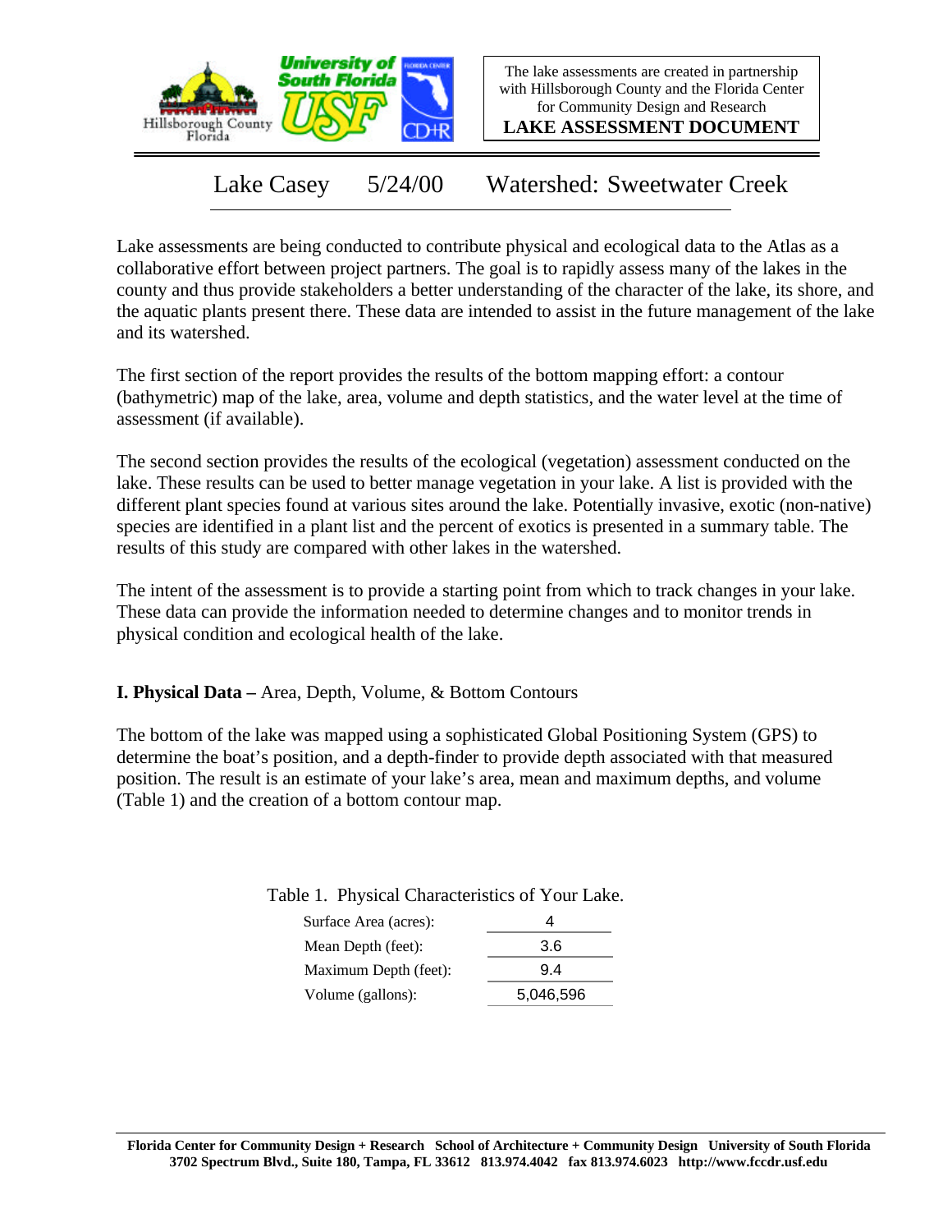The lake assessments are created in partnership with Hillsborough County and the Florida Center for Community Design and Research

**LAKE ASSESSMENT DOCUMENT**

# Lake Casey 5/24/00 Watershed: Sweetwater Creek

Lake assessments are being conducted to contribute physical and ecological data to the Atlas as a collaborative effort between project partners. The goal is to rapidly assess many of the lakes in the county and thus provide stakeholders a better understanding of the character of the lake, its shore, and the aquatic plants present there. These data are intended to assist in the future management of the lake and its watershed.

The first section of the report provides the results of the bottom mapping effort: a contour (bathymetric) map of the lake, area, volume and depth statistics, and the water level at the time of assessment (if available).

The second section provides the results of the ecological (vegetation) assessment conducted on the lake. These results can be used to better manage vegetation in your lake. A list is provided with the different plant species found at various sites around the lake. Potentially invasive, exotic (non-native) species are identified in a plant list and the percent of exotics is presented in a summary table. The results of this study are compared with other lakes in the watershed.

The intent of the assessment is to provide a starting point from which to track changes in your lake. These data can provide the information needed to determine changes and to monitor trends in physical condition and ecological health of the lake.

**I. Physical Data –** Area, Depth, Volume, & Bottom Contours

The bottom of the lake was mapped using a sophisticated Global Positioning System (GPS) to determine the boat's position, and a depth-finder to provide depth associated with that measured position. The result is an estimate of your lake's area, mean and maximum depths, and volume (Table 1) and the creation of a bottom contour map.

Table 1. Physical Characteristics of Your Lake.

| Characteristic | Value |
|---|---|
| Surface Area (acres): | 4 |
| Mean Depth (feet): | 3.6 |
| Maximum Depth (feet): | 9.4 |
| Volume (gallons): | 5,046,596 |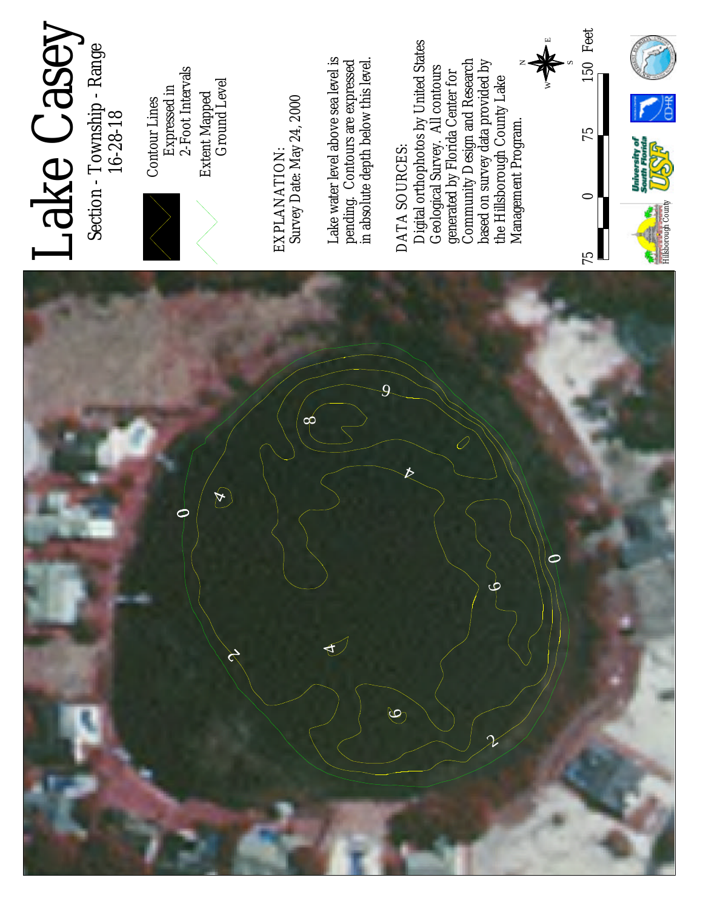# Lake Casey

Section - Township - Range
16-28-18

Contour Lines Expressed in 2-Foot Intervals

Extent Mapped Ground Level

EXPLANATION:
Survey Date: May 24, 2000

Lake water level above sea level is pending. Contours are expressed in absolute depth below this level.

DATA SOURCES:
Digital orthophotos by United States Geological Survey. All contours generated by Florida Center for Community Design and Research based on survey data provided by the Hillsborough County Lake Management Program.

75 0 75 150 Feet

Hillsborough County

University of South Florida USF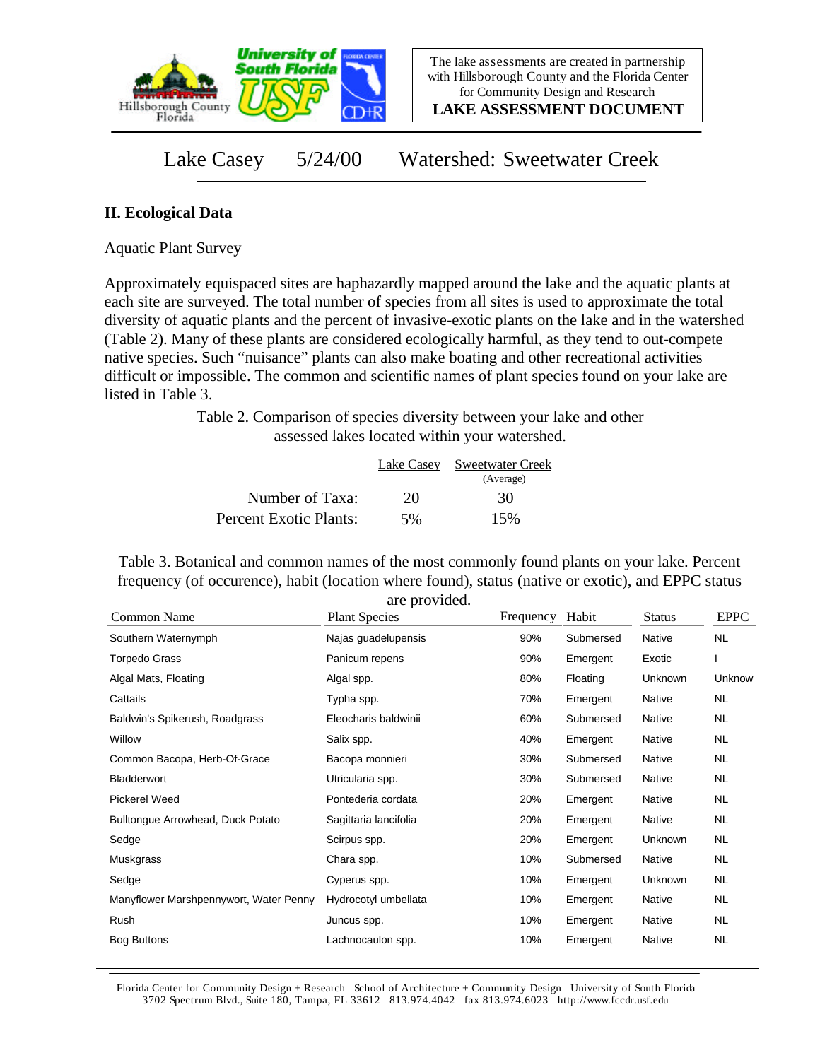Lake Casey 5/24/00 Watershed: Sweetwater Creek

## II. Ecological Data

Aquatic Plant Survey

Approximately equispaced sites are haphazardly mapped around the lake and the aquatic plants at each site are surveyed. The total number of species from all sites is used to approximate the total diversity of aquatic plants and the percent of invasive-exotic plants on the lake and in the watershed (Table 2). Many of these plants are considered ecologically harmful, as they tend to out-compete native species. Such "nuisance" plants can also make boating and other recreational activities difficult or impossible. The common and scientific names of plant species found on your lake are listed in Table 3.

Table 2. Comparison of species diversity between your lake and other assessed lakes located within your watershed.

| | Lake Casey | Sweetwater Creek (Average) |
|---|---|---|
| Number of Taxa: | 20 | 30 |
| Percent Exotic Plants: | 5% | 15% |

Table 3. Botanical and common names of the most commonly found plants on your lake. Percent frequency (of occurence), habit (location where found), status (native or exotic), and EPPC status are provided.

| Common Name | Plant Species | Frequency | Habit | Status | EPPC |
|---|---|---|---|---|---|
| Southern Waternymph | Najas guadelupensis | 90% | Submersed | Native | NL |
| Torpedo Grass | Panicum repens | 90% | Emergent | Exotic | I |
| Algal Mats, Floating | Algal spp. | 80% | Floating | Unknown | Unknow |
| Cattails | Typha spp. | 70% | Emergent | Native | NL |
| Baldwin's Spikerush, Roadgrass | Eleocharis baldwinii | 60% | Submersed | Native | NL |
| Willow | Salix spp. | 40% | Emergent | Native | NL |
| Common Bacopa, Herb-Of-Grace | Bacopa monnieri | 30% | Submersed | Native | NL |
| Bladderwort | Utricularia spp. | 30% | Submersed | Native | NL |
| Pickerel Weed | Pontederia cordata | 20% | Emergent | Native | NL |
| Bulltongue Arrowhead, Duck Potato | Sagittaria lancifolia | 20% | Emergent | Native | NL |
| Sedge | Scirpus spp. | 20% | Emergent | Unknown | NL |
| Muskgrass | Chara spp. | 10% | Submersed | Native | NL |
| Sedge | Cyperus spp. | 10% | Emergent | Unknown | NL |
| Manyflower Marshpennywort, Water Penny | Hydrocotyl umbellata | 10% | Emergent | Native | NL |
| Rush | Juncus spp. | 10% | Emergent | Native | NL |
| Bog Buttons | Lachnocaulon spp. | 10% | Emergent | Native | NL |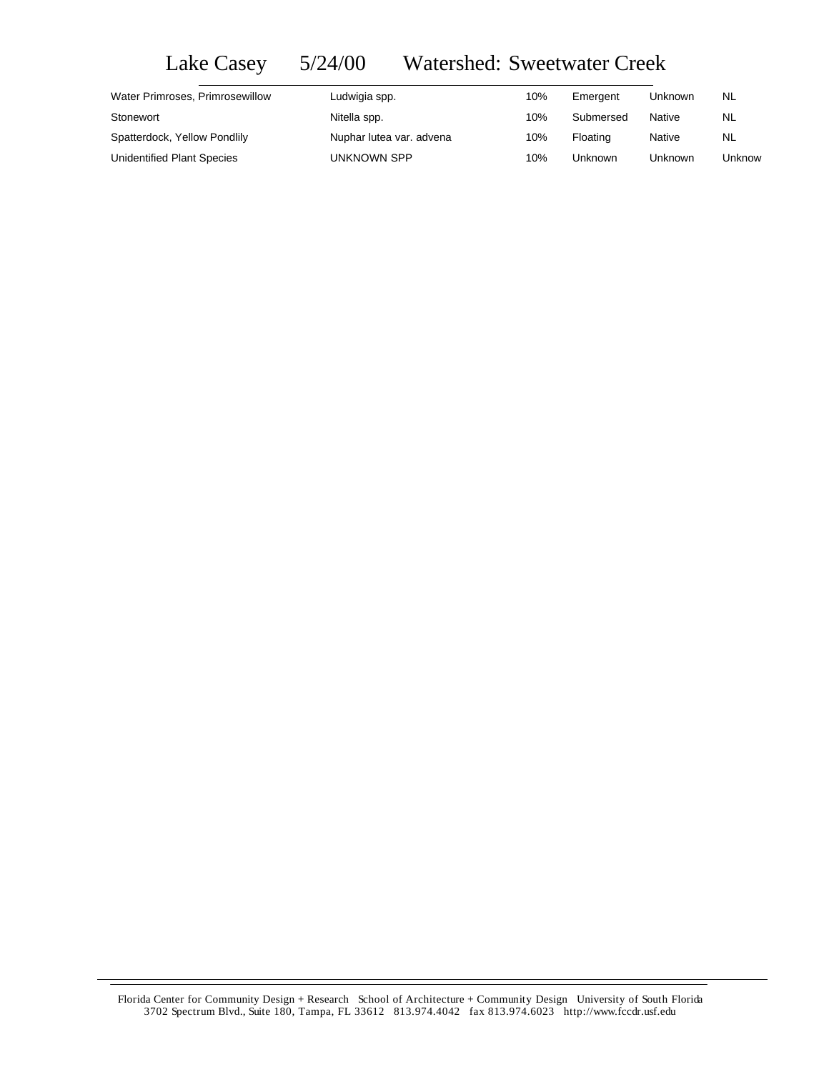# Lake Casey 5/24/00 Watershed: Sweetwater Creek

| | | | | | |
|---|---|---|---|---|---|
| Water Primroses, Primrosewillow | Ludwigia spp. | 10% | Emergent | Unknown | NL |
| Stonewort | Nitella spp. | 10% | Submersed | Native | NL |
| Spatterdock, Yellow Pondlily | Nuphar lutea var. advena | 10% | Floating | Native | NL |
| Unidentified Plant Species | UNKNOWN SPP | 10% | Unknown | Unknown | Unknow |

Florida Center for Community Design + Research School of Architecture + Community Design University of South Florida
3702 Spectrum Blvd., Suite 180, Tampa, FL 33612 813.974.4042 fax 813.974.6023 http://www.fccdr.usf.edu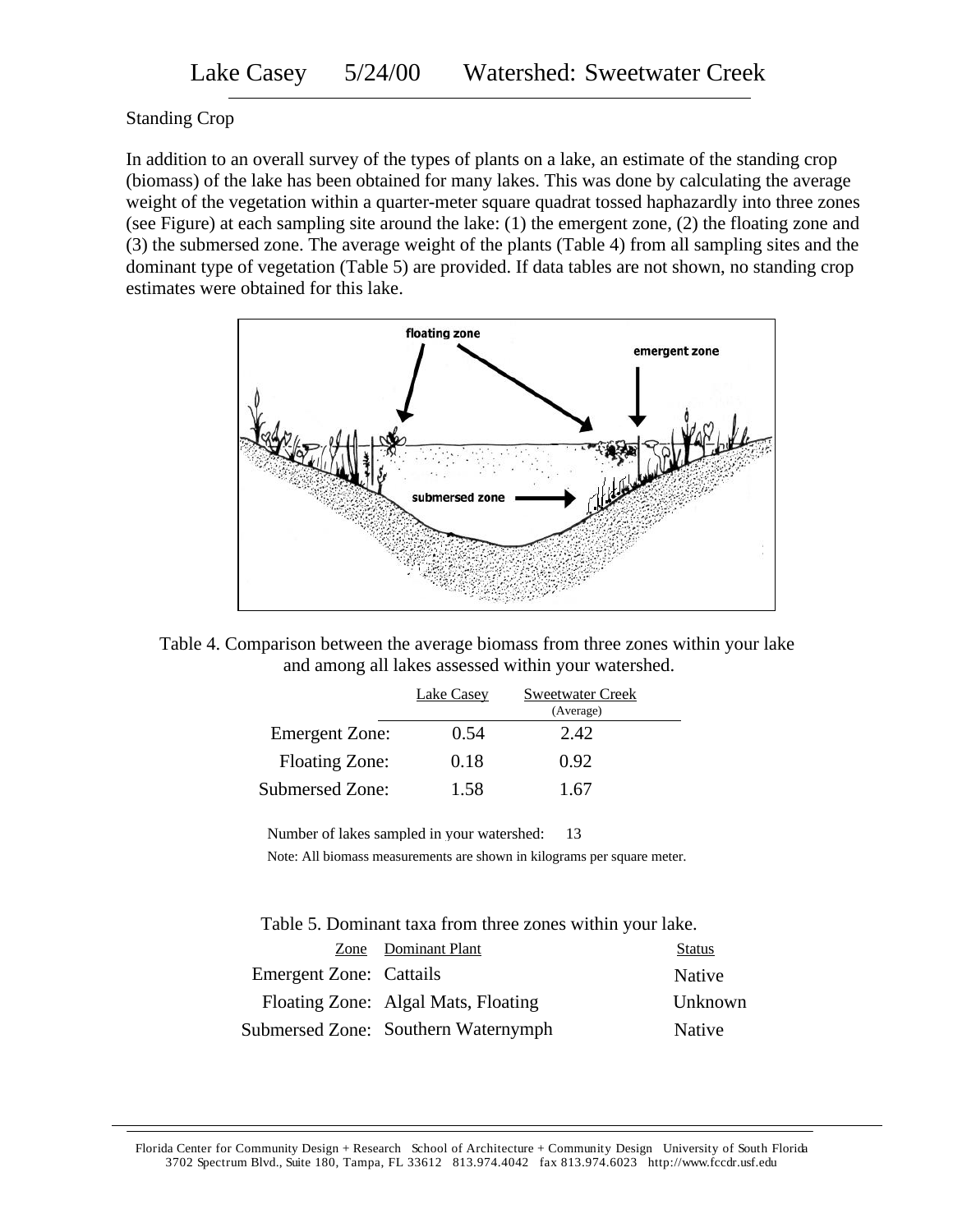# Lake Casey 5/24/00 Watershed: Sweetwater Creek

Standing Crop

In addition to an overall survey of the types of plants on a lake, an estimate of the standing crop (biomass) of the lake has been obtained for many lakes. This was done by calculating the average weight of the vegetation within a quarter-meter square quadrat tossed haphazardly into three zones (see Figure) at each sampling site around the lake: (1) the emergent zone, (2) the floating zone and (3) the submersed zone. The average weight of the plants (Table 4) from all sampling sites and the dominant type of vegetation (Table 5) are provided. If data tables are not shown, no standing crop estimates were obtained for this lake.

floating zone

emergent zone

submersed zone

Table 4. Comparison between the average biomass from three zones within your lake and among all lakes assessed within your watershed.

| | Lake Casey | Sweetwater Creek (Average) |
|---|---|---|
| Emergent Zone: | 0.54 | 2.42 |
| Floating Zone: | 0.18 | 0.92 |
| Submersed Zone: | 1.58 | 1.67 |

Number of lakes sampled in your watershed: 13

Note: All biomass measurements are shown in kilograms per square meter.

Table 5. Dominant taxa from three zones within your lake.

| Zone | Dominant Plant | Status |
|---|---|---|
| Emergent Zone: | Cattails | Native |
| Floating Zone: | Algal Mats, Floating | Unknown |
| Submersed Zone: | Southern Waternymph | Native |

Florida Center for Community Design + Research School of Architecture + Community Design University of South Florida 3702 Spectrum Blvd., Suite 180, Tampa, FL 33612 813.974.4042 fax 813.974.6023 http://www.fccdr.usf.edu